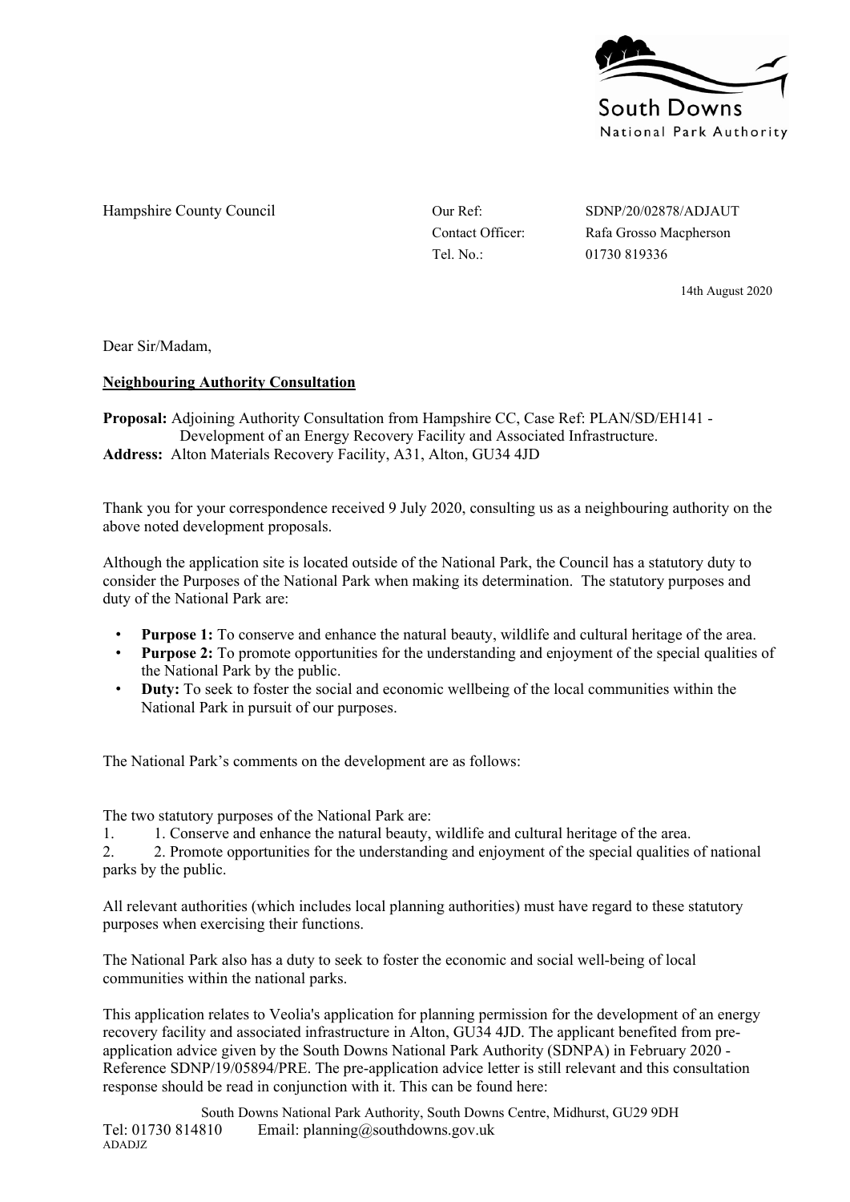South Downs
National Park Authority

Hampshire County Council

Our Ref: SDNP/20/02878/ADJAUT
Contact Officer: Rafa Grosso Macpherson
Tel. No.: 01730 819336

14th August 2020

Dear Sir/Madam,

**Neighbouring Authority Consultation**

**Proposal:** Adjoining Authority Consultation from Hampshire CC, Case Ref: PLAN/SD/EH141 - Development of an Energy Recovery Facility and Associated Infrastructure.
**Address:** Alton Materials Recovery Facility, A31, Alton, GU34 4JD

Thank you for your correspondence received 9 July 2020, consulting us as a neighbouring authority on the above noted development proposals.

Although the application site is located outside of the National Park, the Council has a statutory duty to consider the Purposes of the National Park when making its determination. The statutory purposes and duty of the National Park are:

- **Purpose 1:** To conserve and enhance the natural beauty, wildlife and cultural heritage of the area.
- **Purpose 2:** To promote opportunities for the understanding and enjoyment of the special qualities of the National Park by the public.
- **Duty:** To seek to foster the social and economic wellbeing of the local communities within the National Park in pursuit of our purposes.

The National Park's comments on the development are as follows:

The two statutory purposes of the National Park are:

1. 1. Conserve and enhance the natural beauty, wildlife and cultural heritage of the area.
2. 2. Promote opportunities for the understanding and enjoyment of the special qualities of national parks by the public.

All relevant authorities (which includes local planning authorities) must have regard to these statutory purposes when exercising their functions.

The National Park also has a duty to seek to foster the economic and social well-being of local communities within the national parks.

This application relates to Veolia's application for planning permission for the development of an energy recovery facility and associated infrastructure in Alton, GU34 4JD. The applicant benefited from pre-application advice given by the South Downs National Park Authority (SDNPA) in February 2020 - Reference SDNP/19/05894/PRE. The pre-application advice letter is still relevant and this consultation response should be read in conjunction with it. This can be found here:

South Downs National Park Authority, South Downs Centre, Midhurst, GU29 9DH
Tel: 01730 814810 Email: planning@southdowns.gov.uk
ADADJZ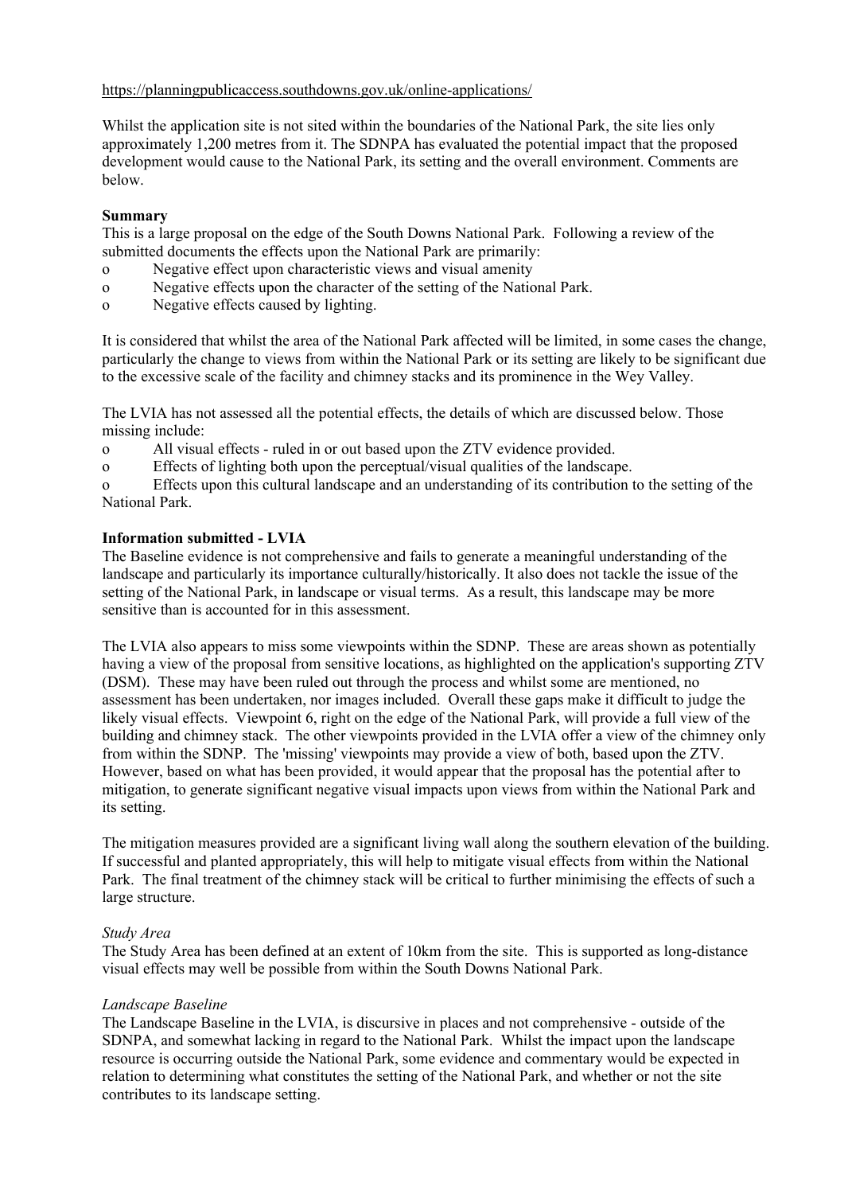https://planningpublicaccess.southdowns.gov.uk/online-applications/

Whilst the application site is not sited within the boundaries of the National Park, the site lies only approximately 1,200 metres from it. The SDNPA has evaluated the potential impact that the proposed development would cause to the National Park, its setting and the overall environment. Comments are below.

**Summary**

This is a large proposal on the edge of the South Downs National Park. Following a review of the submitted documents the effects upon the National Park are primarily:

- Negative effect upon characteristic views and visual amenity
- Negative effects upon the character of the setting of the National Park.
- Negative effects caused by lighting.

It is considered that whilst the area of the National Park affected will be limited, in some cases the change, particularly the change to views from within the National Park or its setting are likely to be significant due to the excessive scale of the facility and chimney stacks and its prominence in the Wey Valley.

The LVIA has not assessed all the potential effects, the details of which are discussed below. Those missing include:

- All visual effects - ruled in or out based upon the ZTV evidence provided.
- Effects of lighting both upon the perceptual/visual qualities of the landscape.
- Effects upon this cultural landscape and an understanding of its contribution to the setting of the National Park.

**Information submitted - LVIA**

The Baseline evidence is not comprehensive and fails to generate a meaningful understanding of the landscape and particularly its importance culturally/historically. It also does not tackle the issue of the setting of the National Park, in landscape or visual terms. As a result, this landscape may be more sensitive than is accounted for in this assessment.

The LVIA also appears to miss some viewpoints within the SDNP. These are areas shown as potentially having a view of the proposal from sensitive locations, as highlighted on the application's supporting ZTV (DSM). These may have been ruled out through the process and whilst some are mentioned, no assessment has been undertaken, nor images included. Overall these gaps make it difficult to judge the likely visual effects. Viewpoint 6, right on the edge of the National Park, will provide a full view of the building and chimney stack. The other viewpoints provided in the LVIA offer a view of the chimney only from within the SDNP. The 'missing' viewpoints may provide a view of both, based upon the ZTV. However, based on what has been provided, it would appear that the proposal has the potential after to mitigation, to generate significant negative visual impacts upon views from within the National Park and its setting.

The mitigation measures provided are a significant living wall along the southern elevation of the building. If successful and planted appropriately, this will help to mitigate visual effects from within the National Park. The final treatment of the chimney stack will be critical to further minimising the effects of such a large structure.

*Study Area*

The Study Area has been defined at an extent of 10km from the site. This is supported as long-distance visual effects may well be possible from within the South Downs National Park.

*Landscape Baseline*

The Landscape Baseline in the LVIA, is discursive in places and not comprehensive - outside of the SDNPA, and somewhat lacking in regard to the National Park. Whilst the impact upon the landscape resource is occurring outside the National Park, some evidence and commentary would be expected in relation to determining what constitutes the setting of the National Park, and whether or not the site contributes to its landscape setting.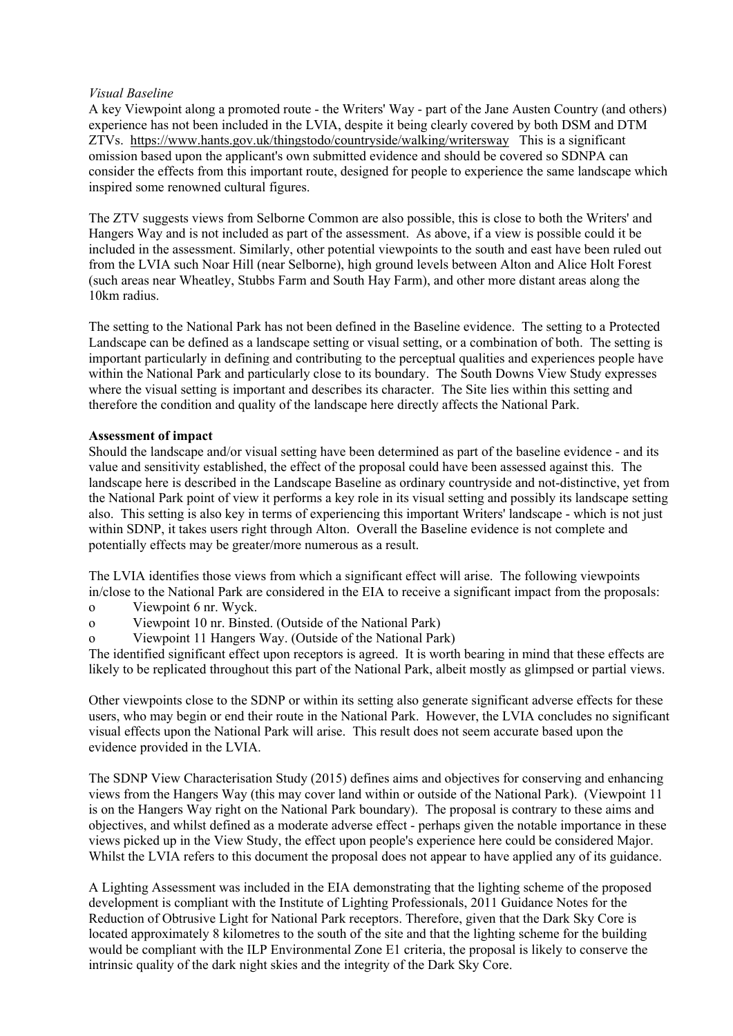*Visual Baseline*

A key Viewpoint along a promoted route - the Writers' Way - part of the Jane Austen Country (and others) experience has not been included in the LVIA, despite it being clearly covered by both DSM and DTM ZTVs. https://www.hants.gov.uk/thingstodo/countryside/walking/writersway This is a significant omission based upon the applicant's own submitted evidence and should be covered so SDNPA can consider the effects from this important route, designed for people to experience the same landscape which inspired some renowned cultural figures.

The ZTV suggests views from Selborne Common are also possible, this is close to both the Writers' and Hangers Way and is not included as part of the assessment. As above, if a view is possible could it be included in the assessment. Similarly, other potential viewpoints to the south and east have been ruled out from the LVIA such Noar Hill (near Selborne), high ground levels between Alton and Alice Holt Forest (such areas near Wheatley, Stubbs Farm and South Hay Farm), and other more distant areas along the 10km radius.

The setting to the National Park has not been defined in the Baseline evidence. The setting to a Protected Landscape can be defined as a landscape setting or visual setting, or a combination of both. The setting is important particularly in defining and contributing to the perceptual qualities and experiences people have within the National Park and particularly close to its boundary. The South Downs View Study expresses where the visual setting is important and describes its character. The Site lies within this setting and therefore the condition and quality of the landscape here directly affects the National Park.

**Assessment of impact**

Should the landscape and/or visual setting have been determined as part of the baseline evidence - and its value and sensitivity established, the effect of the proposal could have been assessed against this. The landscape here is described in the Landscape Baseline as ordinary countryside and not-distinctive, yet from the National Park point of view it performs a key role in its visual setting and possibly its landscape setting also. This setting is also key in terms of experiencing this important Writers' landscape - which is not just within SDNP, it takes users right through Alton. Overall the Baseline evidence is not complete and potentially effects may be greater/more numerous as a result.

The LVIA identifies those views from which a significant effect will arise. The following viewpoints in/close to the National Park are considered in the EIA to receive a significant impact from the proposals:

- o Viewpoint 6 nr. Wyck.
- o Viewpoint 10 nr. Binsted. (Outside of the National Park)
- o Viewpoint 11 Hangers Way. (Outside of the National Park)

The identified significant effect upon receptors is agreed. It is worth bearing in mind that these effects are likely to be replicated throughout this part of the National Park, albeit mostly as glimpsed or partial views.

Other viewpoints close to the SDNP or within its setting also generate significant adverse effects for these users, who may begin or end their route in the National Park. However, the LVIA concludes no significant visual effects upon the National Park will arise. This result does not seem accurate based upon the evidence provided in the LVIA.

The SDNP View Characterisation Study (2015) defines aims and objectives for conserving and enhancing views from the Hangers Way (this may cover land within or outside of the National Park). (Viewpoint 11 is on the Hangers Way right on the National Park boundary). The proposal is contrary to these aims and objectives, and whilst defined as a moderate adverse effect - perhaps given the notable importance in these views picked up in the View Study, the effect upon people's experience here could be considered Major. Whilst the LVIA refers to this document the proposal does not appear to have applied any of its guidance.

A Lighting Assessment was included in the EIA demonstrating that the lighting scheme of the proposed development is compliant with the Institute of Lighting Professionals, 2011 Guidance Notes for the Reduction of Obtrusive Light for National Park receptors. Therefore, given that the Dark Sky Core is located approximately 8 kilometres to the south of the site and that the lighting scheme for the building would be compliant with the ILP Environmental Zone E1 criteria, the proposal is likely to conserve the intrinsic quality of the dark night skies and the integrity of the Dark Sky Core.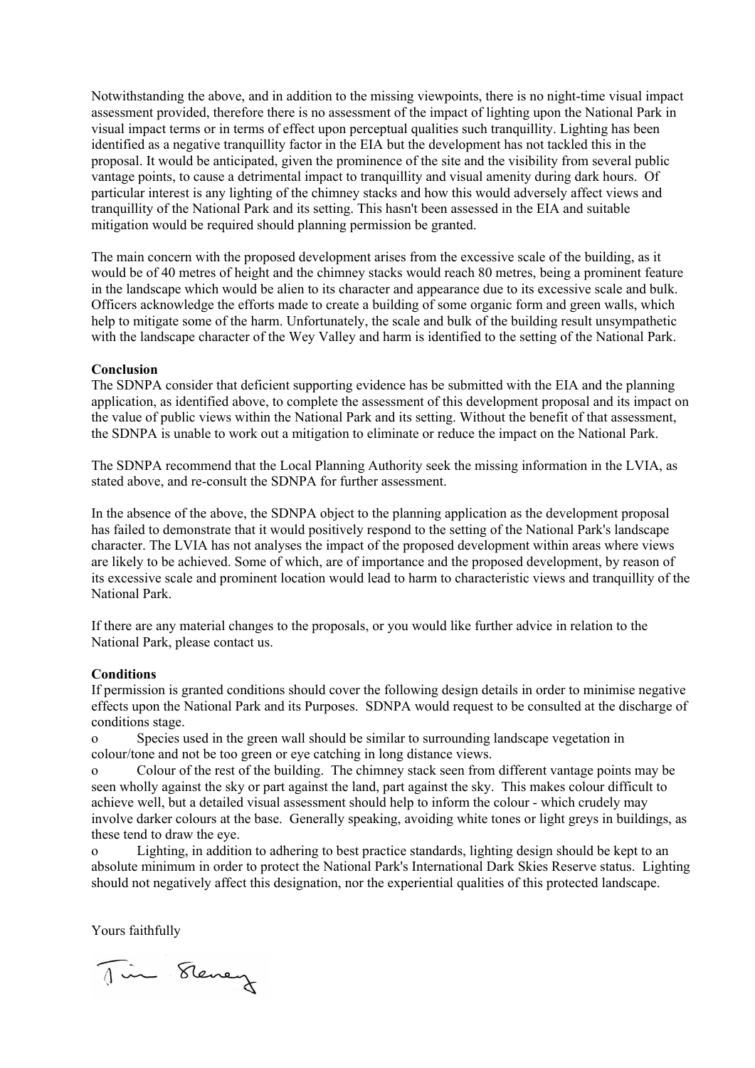Notwithstanding the above, and in addition to the missing viewpoints, there is no night-time visual impact assessment provided, therefore there is no assessment of the impact of lighting upon the National Park in visual impact terms or in terms of effect upon perceptual qualities such tranquillity. Lighting has been identified as a negative tranquillity factor in the EIA but the development has not tackled this in the proposal. It would be anticipated, given the prominence of the site and the visibility from several public vantage points, to cause a detrimental impact to tranquillity and visual amenity during dark hours. Of particular interest is any lighting of the chimney stacks and how this would adversely affect views and tranquillity of the National Park and its setting. This hasn't been assessed in the EIA and suitable mitigation would be required should planning permission be granted.

The main concern with the proposed development arises from the excessive scale of the building, as it would be of 40 metres of height and the chimney stacks would reach 80 metres, being a prominent feature in the landscape which would be alien to its character and appearance due to its excessive scale and bulk. Officers acknowledge the efforts made to create a building of some organic form and green walls, which help to mitigate some of the harm. Unfortunately, the scale and bulk of the building result unsympathetic with the landscape character of the Wey Valley and harm is identified to the setting of the National Park.

**Conclusion**
The SDNPA consider that deficient supporting evidence has be submitted with the EIA and the planning application, as identified above, to complete the assessment of this development proposal and its impact on the value of public views within the National Park and its setting. Without the benefit of that assessment, the SDNPA is unable to work out a mitigation to eliminate or reduce the impact on the National Park.

The SDNPA recommend that the Local Planning Authority seek the missing information in the LVIA, as stated above, and re-consult the SDNPA for further assessment.

In the absence of the above, the SDNPA object to the planning application as the development proposal has failed to demonstrate that it would positively respond to the setting of the National Park's landscape character. The LVIA has not analyses the impact of the proposed development within areas where views are likely to be achieved. Some of which, are of importance and the proposed development, by reason of its excessive scale and prominent location would lead to harm to characteristic views and tranquillity of the National Park.

If there are any material changes to the proposals, or you would like further advice in relation to the National Park, please contact us.

**Conditions**
If permission is granted conditions should cover the following design details in order to minimise negative effects upon the National Park and its Purposes. SDNPA would request to be consulted at the discharge of conditions stage.

- Species used in the green wall should be similar to surrounding landscape vegetation in colour/tone and not be too green or eye catching in long distance views.
- Colour of the rest of the building. The chimney stack seen from different vantage points may be seen wholly against the sky or part against the land, part against the sky. This makes colour difficult to achieve well, but a detailed visual assessment should help to inform the colour - which crudely may involve darker colours at the base. Generally speaking, avoiding white tones or light greys in buildings, as these tend to draw the eye.
- Lighting, in addition to adhering to best practice standards, lighting design should be kept to an absolute minimum in order to protect the National Park's International Dark Skies Reserve status. Lighting should not negatively affect this designation, nor the experiential qualities of this protected landscape.

Yours faithfully

Tim Slaney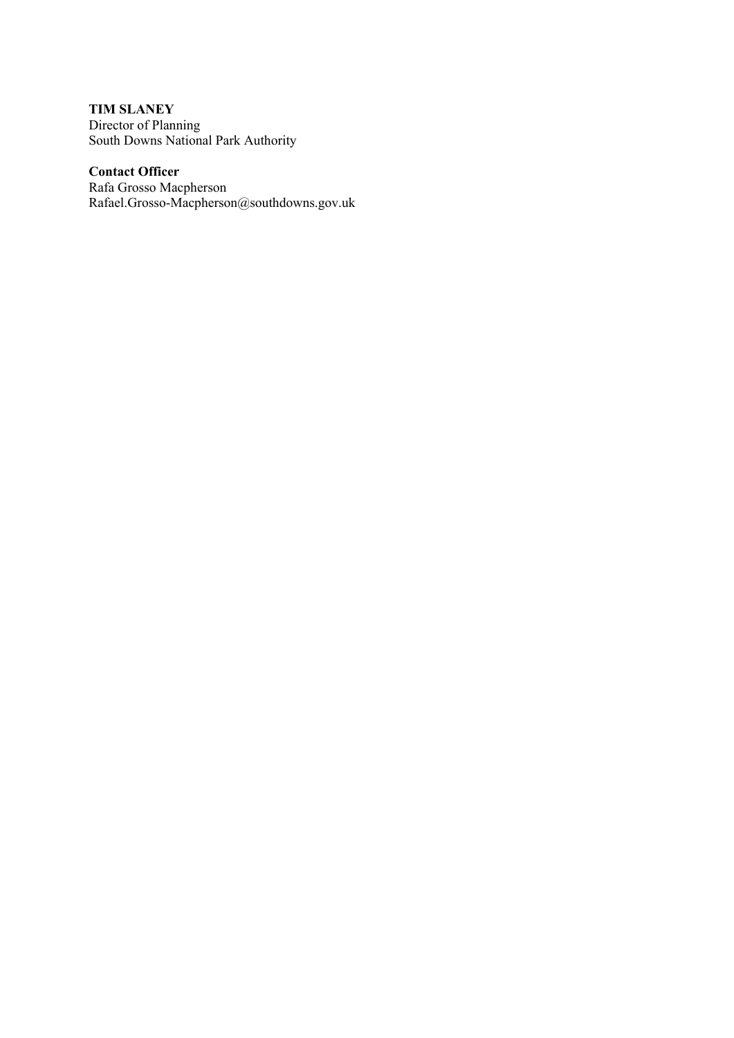**TIM SLANEY**
Director of Planning
South Downs National Park Authority

**Contact Officer**
Rafa Grosso Macpherson
Rafael.Grosso-Macpherson@southdowns.gov.uk